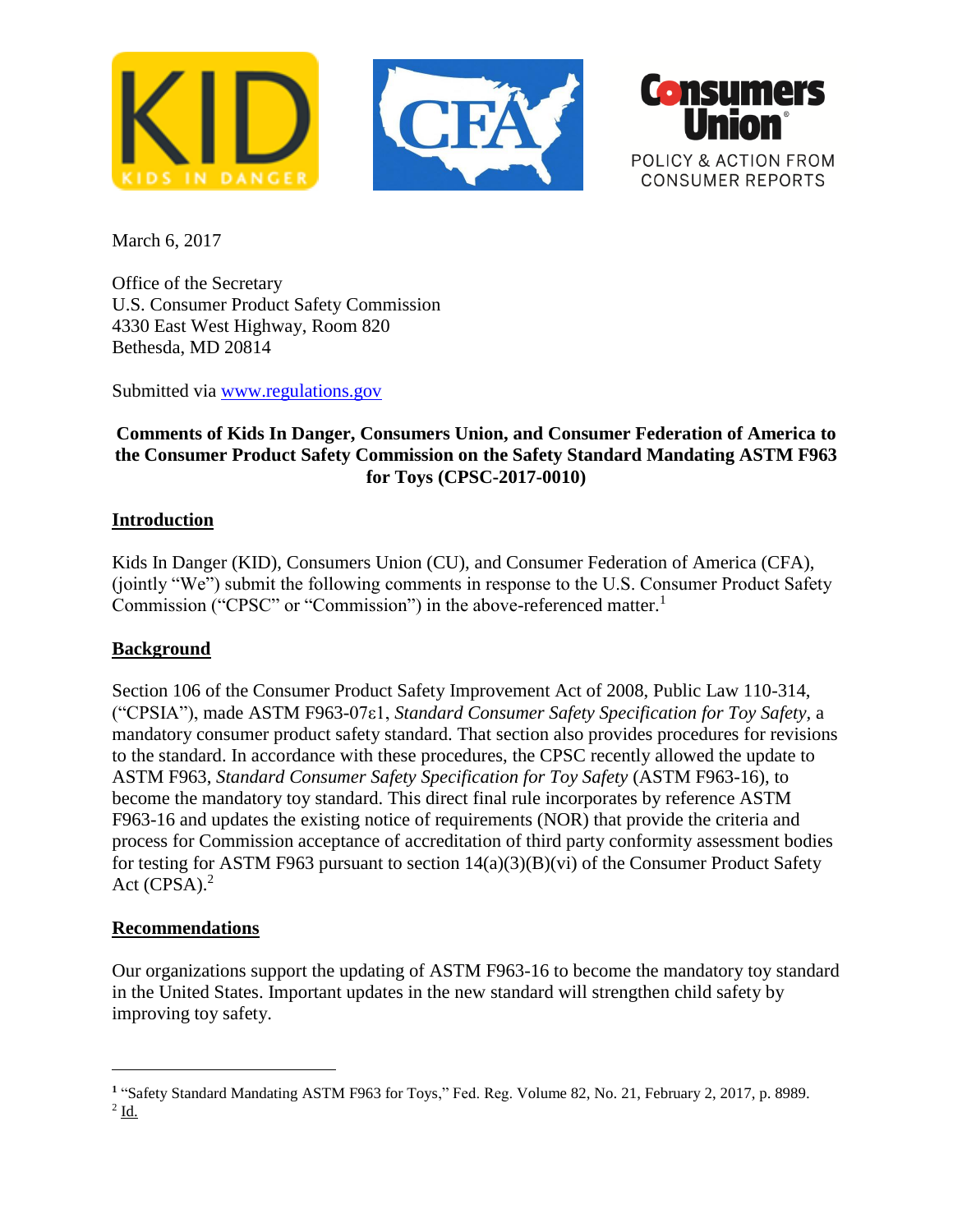March 6, 2017

Office of the Secretary
U.S. Consumer Product Safety Commission
4330 East West Highway, Room 820
Bethesda, MD 20814

Submitted via [www.regulations.gov](http://www.regulations.gov)

**Comments of Kids In Danger, Consumers Union, and Consumer Federation of America to the Consumer Product Safety Commission on the Safety Standard Mandating ASTM F963 for Toys (CPSC-2017-0010)**

## Introduction

Kids In Danger (KID), Consumers Union (CU), and Consumer Federation of America (CFA), (jointly "We") submit the following comments in response to the U.S. Consumer Product Safety Commission ("CPSC" or "Commission") in the above-referenced matter.[1]

## Background

Section 106 of the Consumer Product Safety Improvement Act of 2008, Public Law 110-314, ("CPSIA"), made ASTM F963-07ε1, *Standard Consumer Safety Specification for Toy Safety*, a mandatory consumer product safety standard. That section also provides procedures for revisions to the standard. In accordance with these procedures, the CPSC recently allowed the update to ASTM F963, *Standard Consumer Safety Specification for Toy Safety* (ASTM F963-16), to become the mandatory toy standard. This direct final rule incorporates by reference ASTM F963-16 and updates the existing notice of requirements (NOR) that provide the criteria and process for Commission acceptance of accreditation of third party conformity assessment bodies for testing for ASTM F963 pursuant to section 14(a)(3)(B)(vi) of the Consumer Product Safety Act (CPSA).[2]

## Recommendations

Our organizations support the updating of ASTM F963-16 to become the mandatory toy standard in the United States. Important updates in the new standard will strengthen child safety by improving toy safety.

---

[1] "Safety Standard Mandating ASTM F963 for Toys," Fed. Reg. Volume 82, No. 21, February 2, 2017, p. 8989.

[2] Id.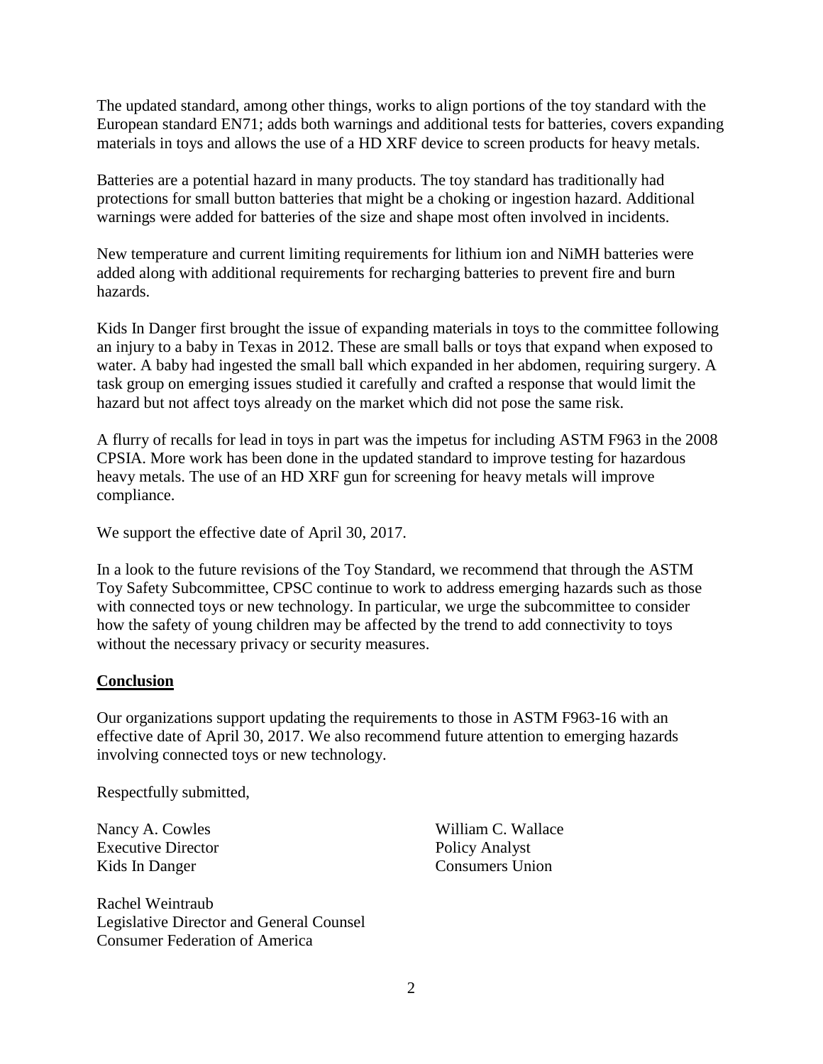The updated standard, among other things, works to align portions of the toy standard with the European standard EN71; adds both warnings and additional tests for batteries, covers expanding materials in toys and allows the use of a HD XRF device to screen products for heavy metals.

Batteries are a potential hazard in many products. The toy standard has traditionally had protections for small button batteries that might be a choking or ingestion hazard. Additional warnings were added for batteries of the size and shape most often involved in incidents.

New temperature and current limiting requirements for lithium ion and NiMH batteries were added along with additional requirements for recharging batteries to prevent fire and burn hazards.

Kids In Danger first brought the issue of expanding materials in toys to the committee following an injury to a baby in Texas in 2012. These are small balls or toys that expand when exposed to water. A baby had ingested the small ball which expanded in her abdomen, requiring surgery. A task group on emerging issues studied it carefully and crafted a response that would limit the hazard but not affect toys already on the market which did not pose the same risk.

A flurry of recalls for lead in toys in part was the impetus for including ASTM F963 in the 2008 CPSIA. More work has been done in the updated standard to improve testing for hazardous heavy metals. The use of an HD XRF gun for screening for heavy metals will improve compliance.

We support the effective date of April 30, 2017.

In a look to the future revisions of the Toy Standard, we recommend that through the ASTM Toy Safety Subcommittee, CPSC continue to work to address emerging hazards such as those with connected toys or new technology. In particular, we urge the subcommittee to consider how the safety of young children may be affected by the trend to add connectivity to toys without the necessary privacy or security measures.

**Conclusion**

Our organizations support updating the requirements to those in ASTM F963-16 with an effective date of April 30, 2017. We also recommend future attention to emerging hazards involving connected toys or new technology.

Respectfully submitted,

Nancy A. Cowles
Executive Director
Kids In Danger

William C. Wallace
Policy Analyst
Consumers Union

Rachel Weintraub
Legislative Director and General Counsel
Consumer Federation of America